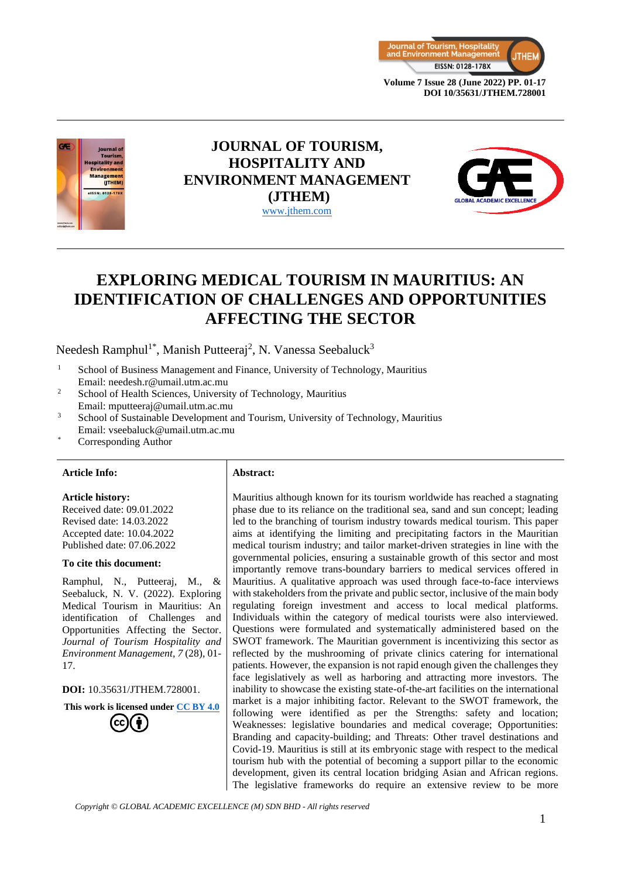# JOURNAL OF TOURISM, HOSPITALITY AND ENVIRONMENT MANAGEMENT (JTHEM)

www.jthem.com

# EXPLORING MEDICAL TOURISM IN MAURITIUS: AN IDENTIFICATION OF CHALLENGES AND OPPORTUNITIES AFFECTING THE SECTOR

Needesh Ramphul[1*], Manish Putteeraj[2], N. Vanessa Seebaluck[3]

[1] School of Business Management and Finance, University of Technology, Mauritius
Email: needesh.r@umail.utm.ac.mu

[2] School of Health Sciences, University of Technology, Mauritius
Email: mputteeraj@umail.utm.ac.mu

[3] School of Sustainable Development and Tourism, University of Technology, Mauritius
Email: vseebaluck@umail.utm.ac.mu

[*] Corresponding Author

**Article Info:**

**Article history:**
Received date: 09.01.2022
Revised date: 14.03.2022
Accepted date: 10.04.2022
Published date: 07.06.2022

**To cite this document:**

Ramphul, N., Putteeraj, M., & Seebaluck, N. V. (2022). Exploring Medical Tourism in Mauritius: An identification of Challenges and Opportunities Affecting the Sector. *Journal of Tourism Hospitality and Environment Management, 7* (28), 01-17.

**DOI:** 10.35631/JTHEM.728001.

**This work is licensed under CC BY 4.0**

**Abstract:**

Mauritius although known for its tourism worldwide has reached a stagnating phase due to its reliance on the traditional sea, sand and sun concept; leading led to the branching of tourism industry towards medical tourism. This paper aims at identifying the limiting and precipitating factors in the Mauritian medical tourism industry; and tailor market-driven strategies in line with the governmental policies, ensuring a sustainable growth of this sector and most importantly remove trans-boundary barriers to medical services offered in Mauritius. A qualitative approach was used through face-to-face interviews with stakeholders from the private and public sector, inclusive of the main body regulating foreign investment and access to local medical platforms. Individuals within the category of medical tourists were also interviewed. Questions were formulated and systematically administered based on the SWOT framework. The Mauritian government is incentivizing this sector as reflected by the mushrooming of private clinics catering for international patients. However, the expansion is not rapid enough given the challenges they face legislatively as well as harboring and attracting more investors. The inability to showcase the existing state-of-the-art facilities on the international market is a major inhibiting factor. Relevant to the SWOT framework, the following were identified as per the Strengths: safety and location; Weaknesses: legislative boundaries and medical coverage; Opportunities: Branding and capacity-building; and Threats: Other travel destinations and Covid-19. Mauritius is still at its embryonic stage with respect to the medical tourism hub with the potential of becoming a support pillar to the economic development, given its central location bridging Asian and African regions. The legislative frameworks do require an extensive review to be more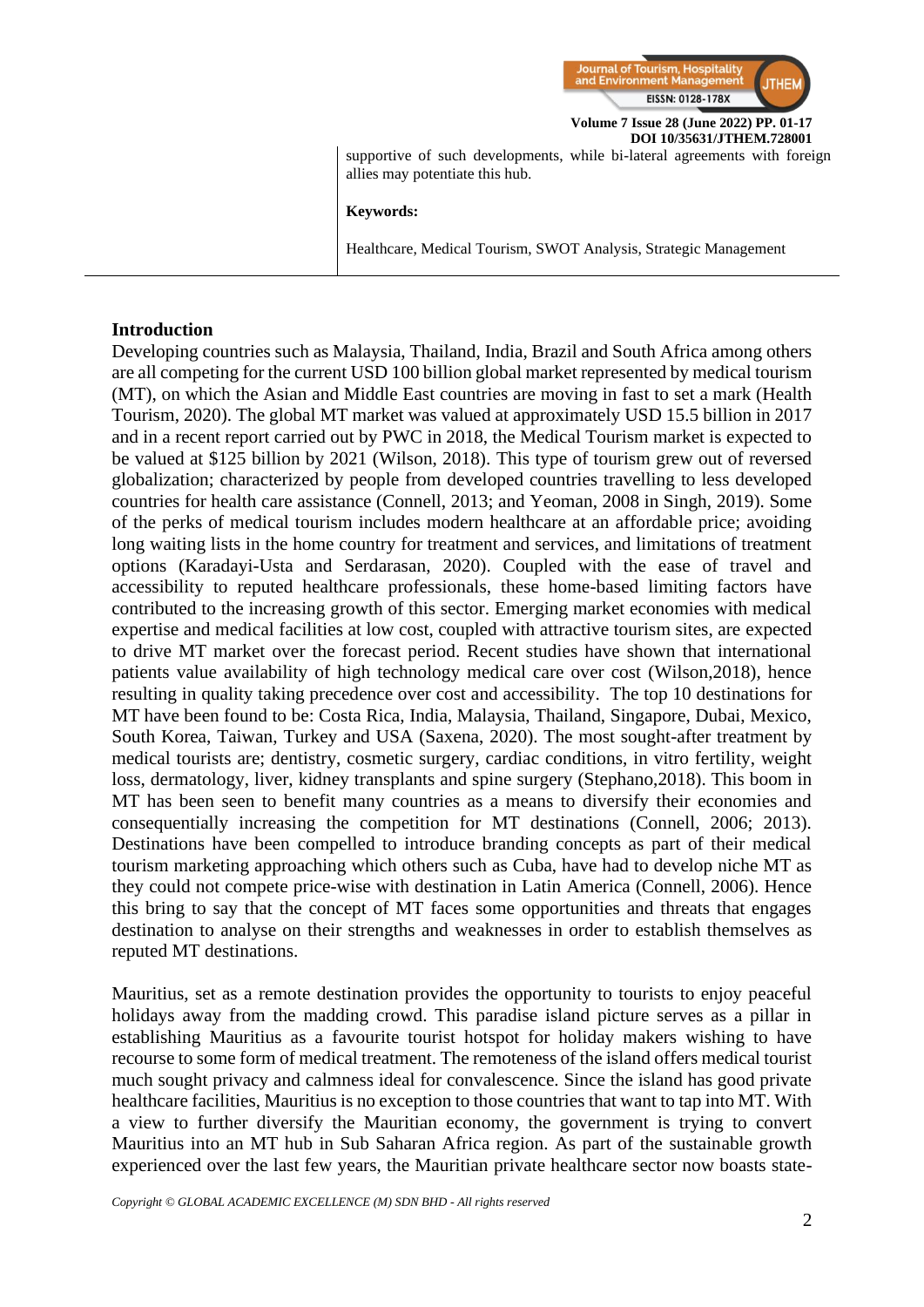supportive of such developments, while bi-lateral agreements with foreign allies may potentiate this hub.

**Keywords:**

Healthcare, Medical Tourism, SWOT Analysis, Strategic Management

---

## Introduction

Developing countries such as Malaysia, Thailand, India, Brazil and South Africa among others are all competing for the current USD 100 billion global market represented by medical tourism (MT), on which the Asian and Middle East countries are moving in fast to set a mark (Health Tourism, 2020). The global MT market was valued at approximately USD 15.5 billion in 2017 and in a recent report carried out by PWC in 2018, the Medical Tourism market is expected to be valued at $125 billion by 2021 (Wilson, 2018). This type of tourism grew out of reversed globalization; characterized by people from developed countries travelling to less developed countries for health care assistance (Connell, 2013; and Yeoman, 2008 in Singh, 2019). Some of the perks of medical tourism includes modern healthcare at an affordable price; avoiding long waiting lists in the home country for treatment and services, and limitations of treatment options (Karadayi-Usta and Serdarasan, 2020). Coupled with the ease of travel and accessibility to reputed healthcare professionals, these home-based limiting factors have contributed to the increasing growth of this sector. Emerging market economies with medical expertise and medical facilities at low cost, coupled with attractive tourism sites, are expected to drive MT market over the forecast period. Recent studies have shown that international patients value availability of high technology medical care over cost (Wilson,2018), hence resulting in quality taking precedence over cost and accessibility. The top 10 destinations for MT have been found to be: Costa Rica, India, Malaysia, Thailand, Singapore, Dubai, Mexico, South Korea, Taiwan, Turkey and USA (Saxena, 2020). The most sought-after treatment by medical tourists are; dentistry, cosmetic surgery, cardiac conditions, in vitro fertility, weight loss, dermatology, liver, kidney transplants and spine surgery (Stephano,2018). This boom in MT has been seen to benefit many countries as a means to diversify their economies and consequentially increasing the competition for MT destinations (Connell, 2006; 2013). Destinations have been compelled to introduce branding concepts as part of their medical tourism marketing approaching which others such as Cuba, have had to develop niche MT as they could not compete price-wise with destination in Latin America (Connell, 2006). Hence this bring to say that the concept of MT faces some opportunities and threats that engages destination to analyse on their strengths and weaknesses in order to establish themselves as reputed MT destinations.

Mauritius, set as a remote destination provides the opportunity to tourists to enjoy peaceful holidays away from the madding crowd. This paradise island picture serves as a pillar in establishing Mauritius as a favourite tourist hotspot for holiday makers wishing to have recourse to some form of medical treatment. The remoteness of the island offers medical tourist much sought privacy and calmness ideal for convalescence. Since the island has good private healthcare facilities, Mauritius is no exception to those countries that want to tap into MT. With a view to further diversify the Mauritian economy, the government is trying to convert Mauritius into an MT hub in Sub Saharan Africa region. As part of the sustainable growth experienced over the last few years, the Mauritian private healthcare sector now boasts state-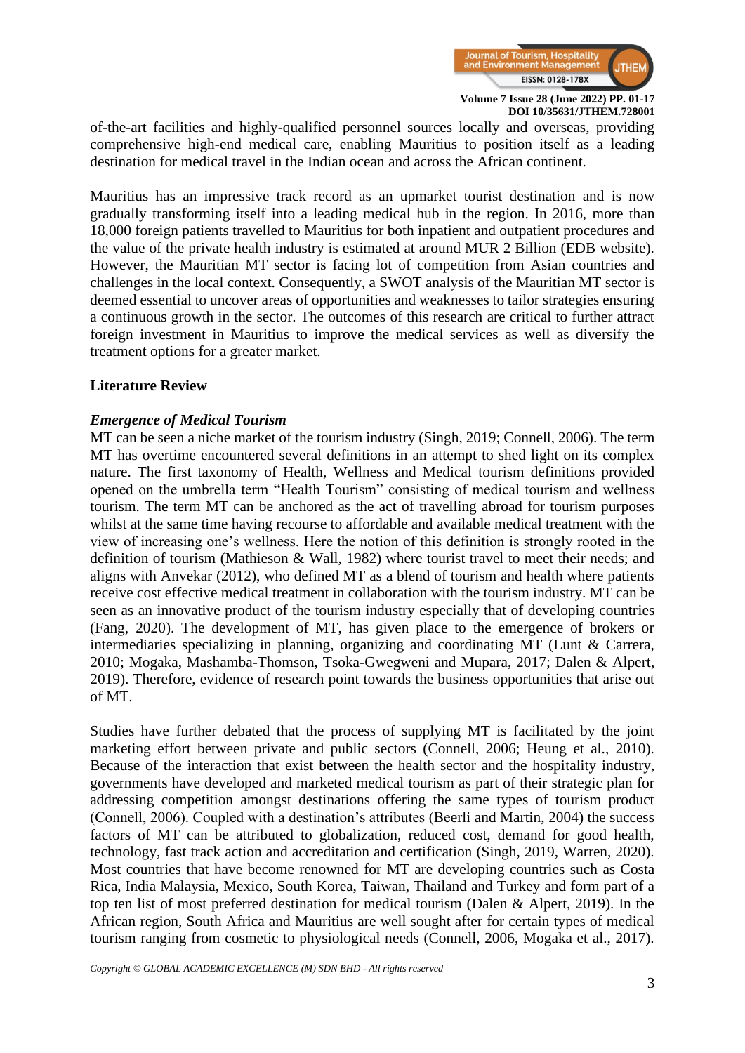of-the-art facilities and highly-qualified personnel sources locally and overseas, providing comprehensive high-end medical care, enabling Mauritius to position itself as a leading destination for medical travel in the Indian ocean and across the African continent.

Mauritius has an impressive track record as an upmarket tourist destination and is now gradually transforming itself into a leading medical hub in the region. In 2016, more than 18,000 foreign patients travelled to Mauritius for both inpatient and outpatient procedures and the value of the private health industry is estimated at around MUR 2 Billion (EDB website). However, the Mauritian MT sector is facing lot of competition from Asian countries and challenges in the local context. Consequently, a SWOT analysis of the Mauritian MT sector is deemed essential to uncover areas of opportunities and weaknesses to tailor strategies ensuring a continuous growth in the sector. The outcomes of this research are critical to further attract foreign investment in Mauritius to improve the medical services as well as diversify the treatment options for a greater market.

## Literature Review

### *Emergence of Medical Tourism*

MT can be seen a niche market of the tourism industry (Singh, 2019; Connell, 2006). The term MT has overtime encountered several definitions in an attempt to shed light on its complex nature. The first taxonomy of Health, Wellness and Medical tourism definitions provided opened on the umbrella term "Health Tourism" consisting of medical tourism and wellness tourism. The term MT can be anchored as the act of travelling abroad for tourism purposes whilst at the same time having recourse to affordable and available medical treatment with the view of increasing one's wellness. Here the notion of this definition is strongly rooted in the definition of tourism (Mathieson & Wall, 1982) where tourist travel to meet their needs; and aligns with Anvekar (2012), who defined MT as a blend of tourism and health where patients receive cost effective medical treatment in collaboration with the tourism industry. MT can be seen as an innovative product of the tourism industry especially that of developing countries (Fang, 2020). The development of MT, has given place to the emergence of brokers or intermediaries specializing in planning, organizing and coordinating MT (Lunt & Carrera, 2010; Mogaka, Mashamba-Thomson, Tsoka-Gwegweni and Mupara, 2017; Dalen & Alpert, 2019). Therefore, evidence of research point towards the business opportunities that arise out of MT.

Studies have further debated that the process of supplying MT is facilitated by the joint marketing effort between private and public sectors (Connell, 2006; Heung et al., 2010). Because of the interaction that exist between the health sector and the hospitality industry, governments have developed and marketed medical tourism as part of their strategic plan for addressing competition amongst destinations offering the same types of tourism product (Connell, 2006). Coupled with a destination's attributes (Beerli and Martin, 2004) the success factors of MT can be attributed to globalization, reduced cost, demand for good health, technology, fast track action and accreditation and certification (Singh, 2019, Warren, 2020). Most countries that have become renowned for MT are developing countries such as Costa Rica, India Malaysia, Mexico, South Korea, Taiwan, Thailand and Turkey and form part of a top ten list of most preferred destination for medical tourism (Dalen & Alpert, 2019). In the African region, South Africa and Mauritius are well sought after for certain types of medical tourism ranging from cosmetic to physiological needs (Connell, 2006, Mogaka et al., 2017).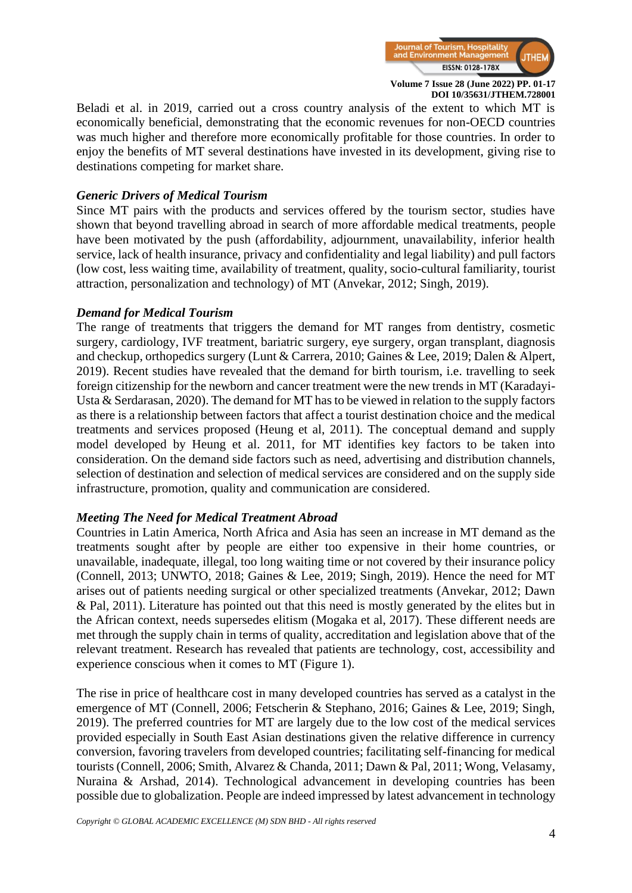Beladi et al. in 2019, carried out a cross country analysis of the extent to which MT is economically beneficial, demonstrating that the economic revenues for non-OECD countries was much higher and therefore more economically profitable for those countries. In order to enjoy the benefits of MT several destinations have invested in its development, giving rise to destinations competing for market share.

### *Generic Drivers of Medical Tourism*

Since MT pairs with the products and services offered by the tourism sector, studies have shown that beyond travelling abroad in search of more affordable medical treatments, people have been motivated by the push (affordability, adjournment, unavailability, inferior health service, lack of health insurance, privacy and confidentiality and legal liability) and pull factors (low cost, less waiting time, availability of treatment, quality, socio-cultural familiarity, tourist attraction, personalization and technology) of MT (Anvekar, 2012; Singh, 2019).

### *Demand for Medical Tourism*

The range of treatments that triggers the demand for MT ranges from dentistry, cosmetic surgery, cardiology, IVF treatment, bariatric surgery, eye surgery, organ transplant, diagnosis and checkup, orthopedics surgery (Lunt & Carrera, 2010; Gaines & Lee, 2019; Dalen & Alpert, 2019). Recent studies have revealed that the demand for birth tourism, i.e. travelling to seek foreign citizenship for the newborn and cancer treatment were the new trends in MT (Karadayi-Usta & Serdarasan, 2020). The demand for MT has to be viewed in relation to the supply factors as there is a relationship between factors that affect a tourist destination choice and the medical treatments and services proposed (Heung et al, 2011). The conceptual demand and supply model developed by Heung et al. 2011, for MT identifies key factors to be taken into consideration. On the demand side factors such as need, advertising and distribution channels, selection of destination and selection of medical services are considered and on the supply side infrastructure, promotion, quality and communication are considered.

### *Meeting The Need for Medical Treatment Abroad*

Countries in Latin America, North Africa and Asia has seen an increase in MT demand as the treatments sought after by people are either too expensive in their home countries, or unavailable, inadequate, illegal, too long waiting time or not covered by their insurance policy (Connell, 2013; UNWTO, 2018; Gaines & Lee, 2019; Singh, 2019). Hence the need for MT arises out of patients needing surgical or other specialized treatments (Anvekar, 2012; Dawn & Pal, 2011). Literature has pointed out that this need is mostly generated by the elites but in the African context, needs supersedes elitism (Mogaka et al, 2017). These different needs are met through the supply chain in terms of quality, accreditation and legislation above that of the relevant treatment. Research has revealed that patients are technology, cost, accessibility and experience conscious when it comes to MT (Figure 1).

The rise in price of healthcare cost in many developed countries has served as a catalyst in the emergence of MT (Connell, 2006; Fetscherin & Stephano, 2016; Gaines & Lee, 2019; Singh, 2019). The preferred countries for MT are largely due to the low cost of the medical services provided especially in South East Asian destinations given the relative difference in currency conversion, favoring travelers from developed countries; facilitating self-financing for medical tourists (Connell, 2006; Smith, Alvarez & Chanda, 2011; Dawn & Pal, 2011; Wong, Velasamy, Nuraina & Arshad, 2014). Technological advancement in developing countries has been possible due to globalization. People are indeed impressed by latest advancement in technology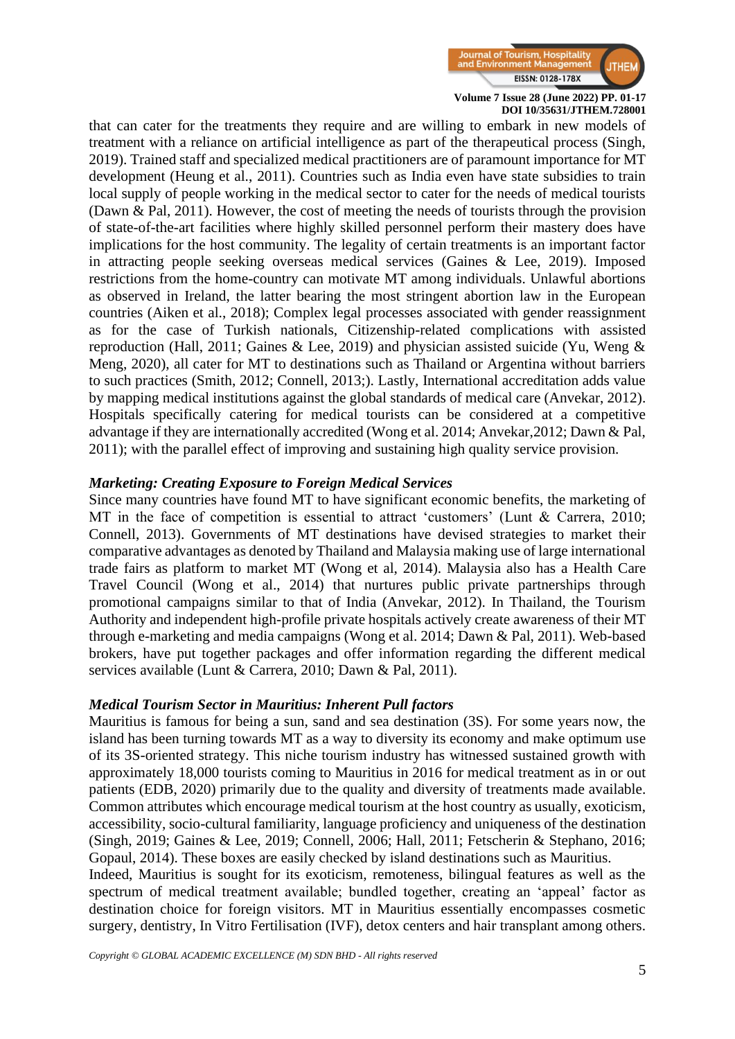that can cater for the treatments they require and are willing to embark in new models of treatment with a reliance on artificial intelligence as part of the therapeutical process (Singh, 2019). Trained staff and specialized medical practitioners are of paramount importance for MT development (Heung et al., 2011). Countries such as India even have state subsidies to train local supply of people working in the medical sector to cater for the needs of medical tourists (Dawn & Pal, 2011). However, the cost of meeting the needs of tourists through the provision of state-of-the-art facilities where highly skilled personnel perform their mastery does have implications for the host community. The legality of certain treatments is an important factor in attracting people seeking overseas medical services (Gaines & Lee, 2019). Imposed restrictions from the home-country can motivate MT among individuals. Unlawful abortions as observed in Ireland, the latter bearing the most stringent abortion law in the European countries (Aiken et al., 2018); Complex legal processes associated with gender reassignment as for the case of Turkish nationals, Citizenship-related complications with assisted reproduction (Hall, 2011; Gaines & Lee, 2019) and physician assisted suicide (Yu, Weng & Meng, 2020), all cater for MT to destinations such as Thailand or Argentina without barriers to such practices (Smith, 2012; Connell, 2013;). Lastly, International accreditation adds value by mapping medical institutions against the global standards of medical care (Anvekar, 2012). Hospitals specifically catering for medical tourists can be considered at a competitive advantage if they are internationally accredited (Wong et al. 2014; Anvekar,2012; Dawn & Pal, 2011); with the parallel effect of improving and sustaining high quality service provision.

***Marketing: Creating Exposure to Foreign Medical Services***

Since many countries have found MT to have significant economic benefits, the marketing of MT in the face of competition is essential to attract 'customers' (Lunt & Carrera, 2010; Connell, 2013). Governments of MT destinations have devised strategies to market their comparative advantages as denoted by Thailand and Malaysia making use of large international trade fairs as platform to market MT (Wong et al, 2014). Malaysia also has a Health Care Travel Council (Wong et al., 2014) that nurtures public private partnerships through promotional campaigns similar to that of India (Anvekar, 2012). In Thailand, the Tourism Authority and independent high-profile private hospitals actively create awareness of their MT through e-marketing and media campaigns (Wong et al. 2014; Dawn & Pal, 2011). Web-based brokers, have put together packages and offer information regarding the different medical services available (Lunt & Carrera, 2010; Dawn & Pal, 2011).

***Medical Tourism Sector in Mauritius: Inherent Pull factors***

Mauritius is famous for being a sun, sand and sea destination (3S). For some years now, the island has been turning towards MT as a way to diversity its economy and make optimum use of its 3S-oriented strategy. This niche tourism industry has witnessed sustained growth with approximately 18,000 tourists coming to Mauritius in 2016 for medical treatment as in or out patients (EDB, 2020) primarily due to the quality and diversity of treatments made available. Common attributes which encourage medical tourism at the host country as usually, exoticism, accessibility, socio-cultural familiarity, language proficiency and uniqueness of the destination (Singh, 2019; Gaines & Lee, 2019; Connell, 2006; Hall, 2011; Fetscherin & Stephano, 2016; Gopaul, 2014). These boxes are easily checked by island destinations such as Mauritius.
Indeed, Mauritius is sought for its exoticism, remoteness, bilingual features as well as the spectrum of medical treatment available; bundled together, creating an 'appeal' factor as destination choice for foreign visitors. MT in Mauritius essentially encompasses cosmetic surgery, dentistry, In Vitro Fertilisation (IVF), detox centers and hair transplant among others.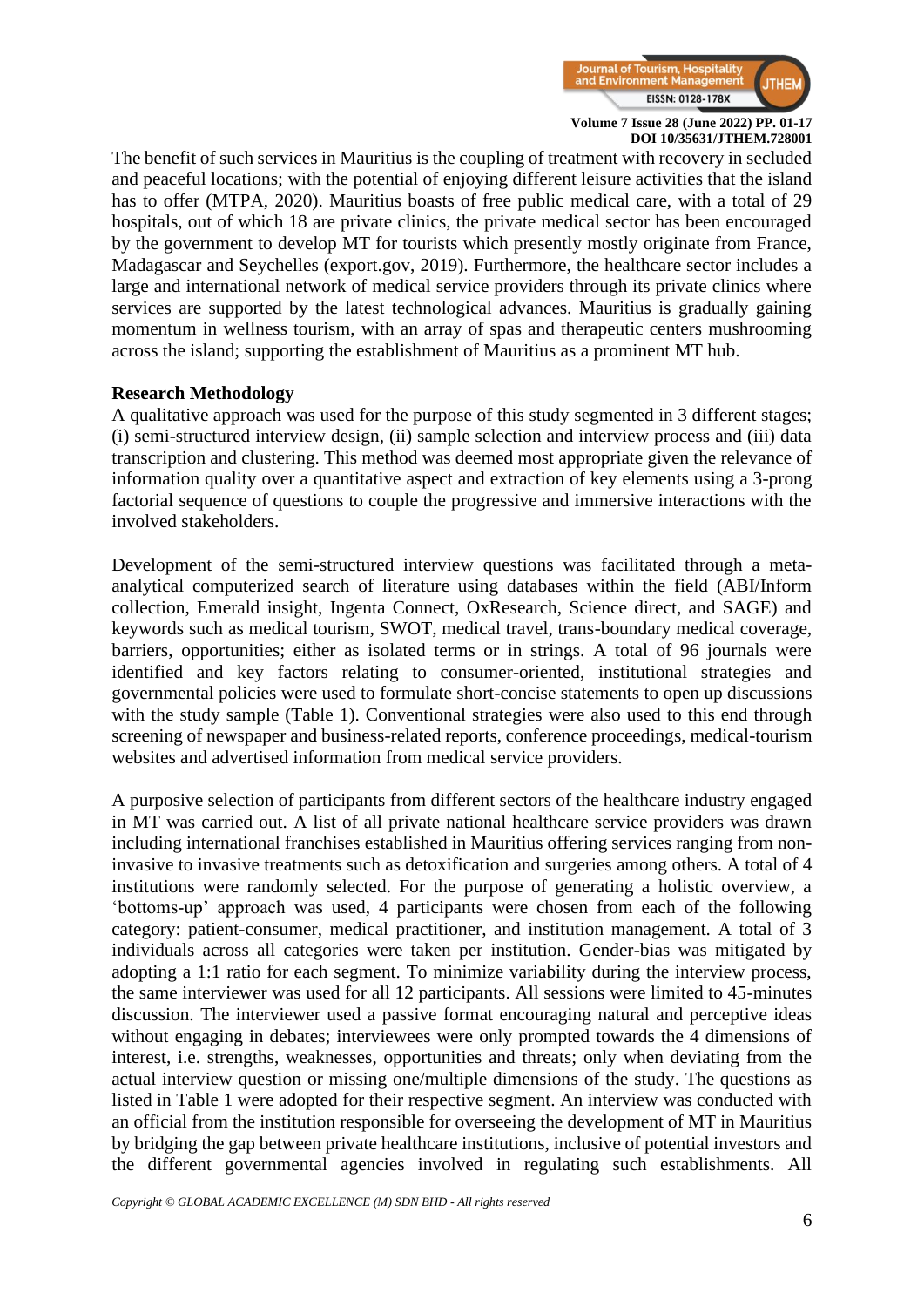The benefit of such services in Mauritius is the coupling of treatment with recovery in secluded and peaceful locations; with the potential of enjoying different leisure activities that the island has to offer (MTPA, 2020). Mauritius boasts of free public medical care, with a total of 29 hospitals, out of which 18 are private clinics, the private medical sector has been encouraged by the government to develop MT for tourists which presently mostly originate from France, Madagascar and Seychelles (export.gov, 2019). Furthermore, the healthcare sector includes a large and international network of medical service providers through its private clinics where services are supported by the latest technological advances. Mauritius is gradually gaining momentum in wellness tourism, with an array of spas and therapeutic centers mushrooming across the island; supporting the establishment of Mauritius as a prominent MT hub.

**Research Methodology**

A qualitative approach was used for the purpose of this study segmented in 3 different stages; (i) semi-structured interview design, (ii) sample selection and interview process and (iii) data transcription and clustering. This method was deemed most appropriate given the relevance of information quality over a quantitative aspect and extraction of key elements using a 3-prong factorial sequence of questions to couple the progressive and immersive interactions with the involved stakeholders.

Development of the semi-structured interview questions was facilitated through a meta-analytical computerized search of literature using databases within the field (ABI/Inform collection, Emerald insight, Ingenta Connect, OxResearch, Science direct, and SAGE) and keywords such as medical tourism, SWOT, medical travel, trans-boundary medical coverage, barriers, opportunities; either as isolated terms or in strings. A total of 96 journals were identified and key factors relating to consumer-oriented, institutional strategies and governmental policies were used to formulate short-concise statements to open up discussions with the study sample (Table 1). Conventional strategies were also used to this end through screening of newspaper and business-related reports, conference proceedings, medical-tourism websites and advertised information from medical service providers.

A purposive selection of participants from different sectors of the healthcare industry engaged in MT was carried out. A list of all private national healthcare service providers was drawn including international franchises established in Mauritius offering services ranging from non-invasive to invasive treatments such as detoxification and surgeries among others. A total of 4 institutions were randomly selected. For the purpose of generating a holistic overview, a 'bottoms-up' approach was used, 4 participants were chosen from each of the following category: patient-consumer, medical practitioner, and institution management. A total of 3 individuals across all categories were taken per institution. Gender-bias was mitigated by adopting a 1:1 ratio for each segment. To minimize variability during the interview process, the same interviewer was used for all 12 participants. All sessions were limited to 45-minutes discussion. The interviewer used a passive format encouraging natural and perceptive ideas without engaging in debates; interviewees were only prompted towards the 4 dimensions of interest, i.e. strengths, weaknesses, opportunities and threats; only when deviating from the actual interview question or missing one/multiple dimensions of the study. The questions as listed in Table 1 were adopted for their respective segment. An interview was conducted with an official from the institution responsible for overseeing the development of MT in Mauritius by bridging the gap between private healthcare institutions, inclusive of potential investors and the different governmental agencies involved in regulating such establishments. All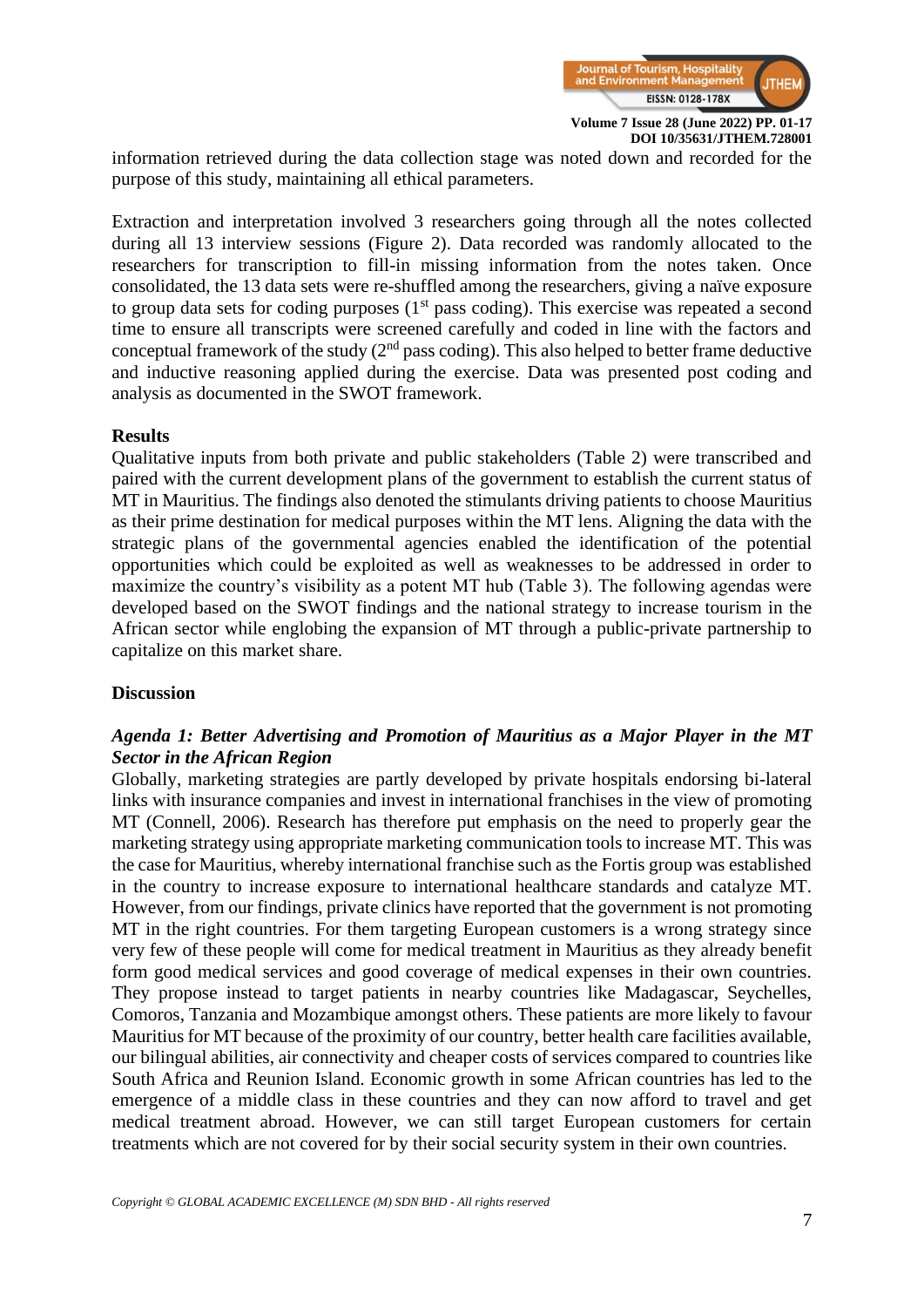information retrieved during the data collection stage was noted down and recorded for the purpose of this study, maintaining all ethical parameters.

Extraction and interpretation involved 3 researchers going through all the notes collected during all 13 interview sessions (Figure 2). Data recorded was randomly allocated to the researchers for transcription to fill-in missing information from the notes taken. Once consolidated, the 13 data sets were re-shuffled among the researchers, giving a naïve exposure to group data sets for coding purposes (1st pass coding). This exercise was repeated a second time to ensure all transcripts were screened carefully and coded in line with the factors and conceptual framework of the study (2nd pass coding). This also helped to better frame deductive and inductive reasoning applied during the exercise. Data was presented post coding and analysis as documented in the SWOT framework.

## Results

Qualitative inputs from both private and public stakeholders (Table 2) were transcribed and paired with the current development plans of the government to establish the current status of MT in Mauritius. The findings also denoted the stimulants driving patients to choose Mauritius as their prime destination for medical purposes within the MT lens. Aligning the data with the strategic plans of the governmental agencies enabled the identification of the potential opportunities which could be exploited as well as weaknesses to be addressed in order to maximize the country's visibility as a potent MT hub (Table 3). The following agendas were developed based on the SWOT findings and the national strategy to increase tourism in the African sector while englobing the expansion of MT through a public-private partnership to capitalize on this market share.

## Discussion

### *Agenda 1: Better Advertising and Promotion of Mauritius as a Major Player in the MT Sector in the African Region*

Globally, marketing strategies are partly developed by private hospitals endorsing bi-lateral links with insurance companies and invest in international franchises in the view of promoting MT (Connell, 2006). Research has therefore put emphasis on the need to properly gear the marketing strategy using appropriate marketing communication tools to increase MT. This was the case for Mauritius, whereby international franchise such as the Fortis group was established in the country to increase exposure to international healthcare standards and catalyze MT. However, from our findings, private clinics have reported that the government is not promoting MT in the right countries. For them targeting European customers is a wrong strategy since very few of these people will come for medical treatment in Mauritius as they already benefit form good medical services and good coverage of medical expenses in their own countries. They propose instead to target patients in nearby countries like Madagascar, Seychelles, Comoros, Tanzania and Mozambique amongst others. These patients are more likely to favour Mauritius for MT because of the proximity of our country, better health care facilities available, our bilingual abilities, air connectivity and cheaper costs of services compared to countries like South Africa and Reunion Island. Economic growth in some African countries has led to the emergence of a middle class in these countries and they can now afford to travel and get medical treatment abroad. However, we can still target European customers for certain treatments which are not covered for by their social security system in their own countries.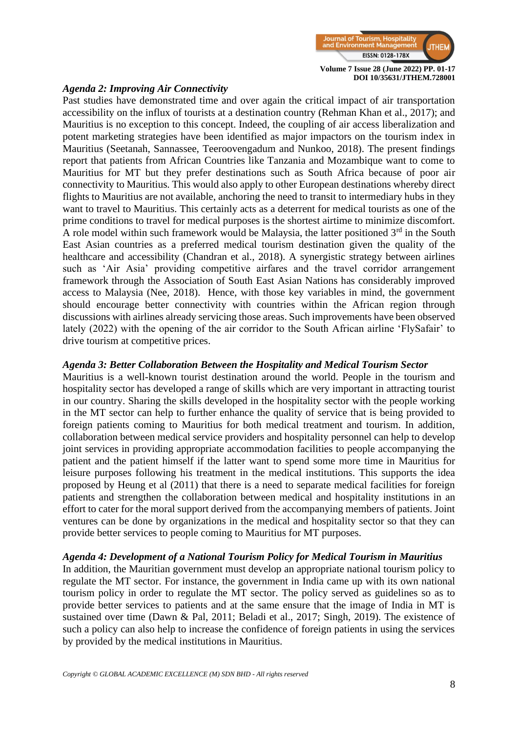### *Agenda 2: Improving Air Connectivity*

Past studies have demonstrated time and over again the critical impact of air transportation accessibility on the influx of tourists at a destination country (Rehman Khan et al., 2017); and Mauritius is no exception to this concept. Indeed, the coupling of air access liberalization and potent marketing strategies have been identified as major impactors on the tourism index in Mauritius (Seetanah, Sannassee, Teeroovengadum and Nunkoo, 2018). The present findings report that patients from African Countries like Tanzania and Mozambique want to come to Mauritius for MT but they prefer destinations such as South Africa because of poor air connectivity to Mauritius. This would also apply to other European destinations whereby direct flights to Mauritius are not available, anchoring the need to transit to intermediary hubs in they want to travel to Mauritius. This certainly acts as a deterrent for medical tourists as one of the prime conditions to travel for medical purposes is the shortest airtime to minimize discomfort. A role model within such framework would be Malaysia, the latter positioned 3rd in the South East Asian countries as a preferred medical tourism destination given the quality of the healthcare and accessibility (Chandran et al., 2018). A synergistic strategy between airlines such as 'Air Asia' providing competitive airfares and the travel corridor arrangement framework through the Association of South East Asian Nations has considerably improved access to Malaysia (Nee, 2018). Hence, with those key variables in mind, the government should encourage better connectivity with countries within the African region through discussions with airlines already servicing those areas. Such improvements have been observed lately (2022) with the opening of the air corridor to the South African airline 'FlySafair' to drive tourism at competitive prices.

### *Agenda 3: Better Collaboration Between the Hospitality and Medical Tourism Sector*

Mauritius is a well-known tourist destination around the world. People in the tourism and hospitality sector has developed a range of skills which are very important in attracting tourist in our country. Sharing the skills developed in the hospitality sector with the people working in the MT sector can help to further enhance the quality of service that is being provided to foreign patients coming to Mauritius for both medical treatment and tourism. In addition, collaboration between medical service providers and hospitality personnel can help to develop joint services in providing appropriate accommodation facilities to people accompanying the patient and the patient himself if the latter want to spend some more time in Mauritius for leisure purposes following his treatment in the medical institutions. This supports the idea proposed by Heung et al (2011) that there is a need to separate medical facilities for foreign patients and strengthen the collaboration between medical and hospitality institutions in an effort to cater for the moral support derived from the accompanying members of patients. Joint ventures can be done by organizations in the medical and hospitality sector so that they can provide better services to people coming to Mauritius for MT purposes.

### *Agenda 4: Development of a National Tourism Policy for Medical Tourism in Mauritius*

In addition, the Mauritian government must develop an appropriate national tourism policy to regulate the MT sector. For instance, the government in India came up with its own national tourism policy in order to regulate the MT sector. The policy served as guidelines so as to provide better services to patients and at the same ensure that the image of India in MT is sustained over time (Dawn & Pal, 2011; Beladi et al., 2017; Singh, 2019). The existence of such a policy can also help to increase the confidence of foreign patients in using the services by provided by the medical institutions in Mauritius.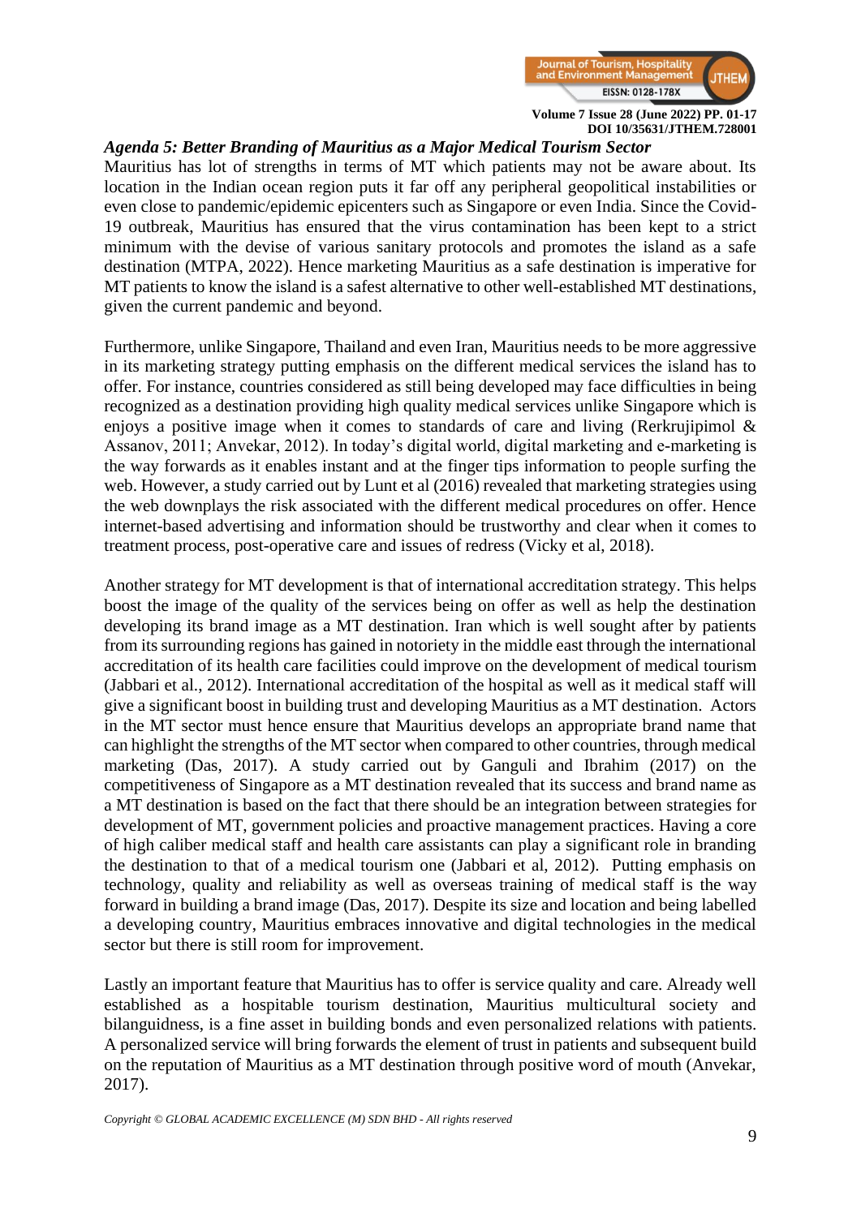***Agenda 5: Better Branding of Mauritius as a Major Medical Tourism Sector***

Mauritius has lot of strengths in terms of MT which patients may not be aware about. Its location in the Indian ocean region puts it far off any peripheral geopolitical instabilities or even close to pandemic/epidemic epicenters such as Singapore or even India. Since the Covid-19 outbreak, Mauritius has ensured that the virus contamination has been kept to a strict minimum with the devise of various sanitary protocols and promotes the island as a safe destination (MTPA, 2022). Hence marketing Mauritius as a safe destination is imperative for MT patients to know the island is a safest alternative to other well-established MT destinations, given the current pandemic and beyond.

Furthermore, unlike Singapore, Thailand and even Iran, Mauritius needs to be more aggressive in its marketing strategy putting emphasis on the different medical services the island has to offer. For instance, countries considered as still being developed may face difficulties in being recognized as a destination providing high quality medical services unlike Singapore which is enjoys a positive image when it comes to standards of care and living (Rerkrujipimol & Assanov, 2011; Anvekar, 2012). In today's digital world, digital marketing and e-marketing is the way forwards as it enables instant and at the finger tips information to people surfing the web. However, a study carried out by Lunt et al (2016) revealed that marketing strategies using the web downplays the risk associated with the different medical procedures on offer. Hence internet-based advertising and information should be trustworthy and clear when it comes to treatment process, post-operative care and issues of redress (Vicky et al, 2018).

Another strategy for MT development is that of international accreditation strategy. This helps boost the image of the quality of the services being on offer as well as help the destination developing its brand image as a MT destination. Iran which is well sought after by patients from its surrounding regions has gained in notoriety in the middle east through the international accreditation of its health care facilities could improve on the development of medical tourism (Jabbari et al., 2012). International accreditation of the hospital as well as it medical staff will give a significant boost in building trust and developing Mauritius as a MT destination. Actors in the MT sector must hence ensure that Mauritius develops an appropriate brand name that can highlight the strengths of the MT sector when compared to other countries, through medical marketing (Das, 2017). A study carried out by Ganguli and Ibrahim (2017) on the competitiveness of Singapore as a MT destination revealed that its success and brand name as a MT destination is based on the fact that there should be an integration between strategies for development of MT, government policies and proactive management practices. Having a core of high caliber medical staff and health care assistants can play a significant role in branding the destination to that of a medical tourism one (Jabbari et al, 2012). Putting emphasis on technology, quality and reliability as well as overseas training of medical staff is the way forward in building a brand image (Das, 2017). Despite its size and location and being labelled a developing country, Mauritius embraces innovative and digital technologies in the medical sector but there is still room for improvement.

Lastly an important feature that Mauritius has to offer is service quality and care. Already well established as a hospitable tourism destination, Mauritius multicultural society and bilanguidness, is a fine asset in building bonds and even personalized relations with patients. A personalized service will bring forwards the element of trust in patients and subsequent build on the reputation of Mauritius as a MT destination through positive word of mouth (Anvekar, 2017).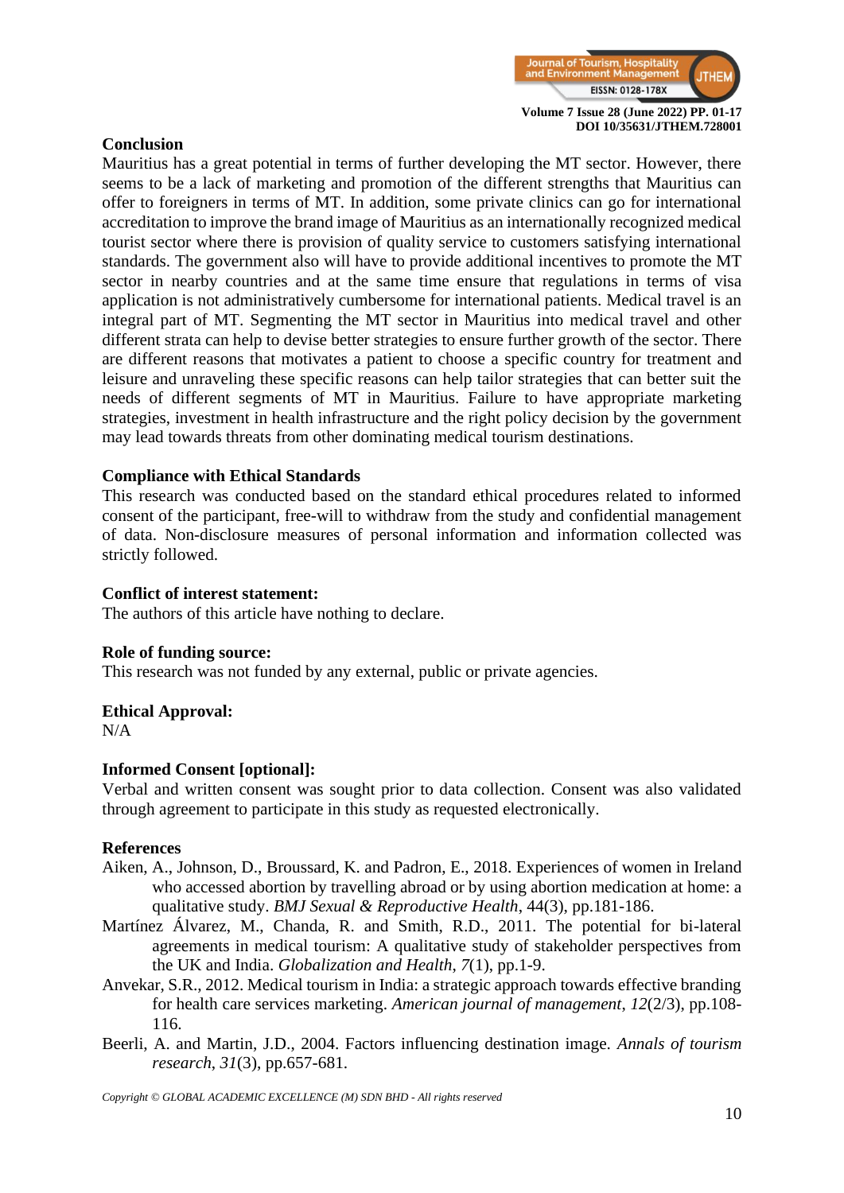## Conclusion

Mauritius has a great potential in terms of further developing the MT sector. However, there seems to be a lack of marketing and promotion of the different strengths that Mauritius can offer to foreigners in terms of MT. In addition, some private clinics can go for international accreditation to improve the brand image of Mauritius as an internationally recognized medical tourist sector where there is provision of quality service to customers satisfying international standards. The government also will have to provide additional incentives to promote the MT sector in nearby countries and at the same time ensure that regulations in terms of visa application is not administratively cumbersome for international patients. Medical travel is an integral part of MT. Segmenting the MT sector in Mauritius into medical travel and other different strata can help to devise better strategies to ensure further growth of the sector. There are different reasons that motivates a patient to choose a specific country for treatment and leisure and unraveling these specific reasons can help tailor strategies that can better suit the needs of different segments of MT in Mauritius. Failure to have appropriate marketing strategies, investment in health infrastructure and the right policy decision by the government may lead towards threats from other dominating medical tourism destinations.

## Compliance with Ethical Standards

This research was conducted based on the standard ethical procedures related to informed consent of the participant, free-will to withdraw from the study and confidential management of data. Non-disclosure measures of personal information and information collected was strictly followed.

## Conflict of interest statement:

The authors of this article have nothing to declare.

## Role of funding source:

This research was not funded by any external, public or private agencies.

## Ethical Approval:

N/A

## Informed Consent [optional]:

Verbal and written consent was sought prior to data collection. Consent was also validated through agreement to participate in this study as requested electronically.

## References

Aiken, A., Johnson, D., Broussard, K. and Padron, E., 2018. Experiences of women in Ireland who accessed abortion by travelling abroad or by using abortion medication at home: a qualitative study. *BMJ Sexual & Reproductive Health*, 44(3), pp.181-186.

Martínez Álvarez, M., Chanda, R. and Smith, R.D., 2011. The potential for bi-lateral agreements in medical tourism: A qualitative study of stakeholder perspectives from the UK and India. *Globalization and Health*, *7*(1), pp.1-9.

Anvekar, S.R., 2012. Medical tourism in India: a strategic approach towards effective branding for health care services marketing. *American journal of management*, *12*(2/3), pp.108-116.

Beerli, A. and Martin, J.D., 2004. Factors influencing destination image. *Annals of tourism research*, *31*(3), pp.657-681.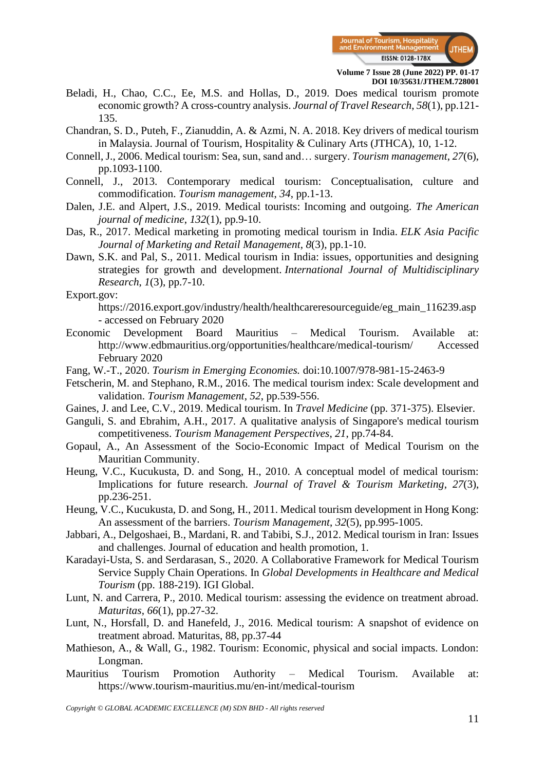Beladi, H., Chao, C.C., Ee, M.S. and Hollas, D., 2019. Does medical tourism promote economic growth? A cross-country analysis. *Journal of Travel Research*, *58*(1), pp.121-135.

Chandran, S. D., Puteh, F., Zianuddin, A. & Azmi, N. A. 2018. Key drivers of medical tourism in Malaysia. Journal of Tourism, Hospitality & Culinary Arts (JTHCA), 10, 1-12.

Connell, J., 2006. Medical tourism: Sea, sun, sand and… surgery. *Tourism management*, *27*(6), pp.1093-1100.

Connell, J., 2013. Contemporary medical tourism: Conceptualisation, culture and commodification. *Tourism management*, *34*, pp.1-13.

Dalen, J.E. and Alpert, J.S., 2019. Medical tourists: Incoming and outgoing. *The American journal of medicine*, *132*(1), pp.9-10.

Das, R., 2017. Medical marketing in promoting medical tourism in India. *ELK Asia Pacific Journal of Marketing and Retail Management*, *8*(3), pp.1-10.

Dawn, S.K. and Pal, S., 2011. Medical tourism in India: issues, opportunities and designing strategies for growth and development. *International Journal of Multidisciplinary Research*, *1*(3), pp.7-10.

Export.gov: https://2016.export.gov/industry/health/healthcareresourceguide/eg_main_116239.asp - accessed on February 2020

Economic Development Board Mauritius – Medical Tourism. Available at: http://www.edbmauritius.org/opportunities/healthcare/medical-tourism/ Accessed February 2020

Fang, W.-T., 2020. *Tourism in Emerging Economies.* doi:10.1007/978-981-15-2463-9

Fetscherin, M. and Stephano, R.M., 2016. The medical tourism index: Scale development and validation. *Tourism Management*, *52*, pp.539-556.

Gaines, J. and Lee, C.V., 2019. Medical tourism. In *Travel Medicine* (pp. 371-375). Elsevier.

Ganguli, S. and Ebrahim, A.H., 2017. A qualitative analysis of Singapore's medical tourism competitiveness. *Tourism Management Perspectives*, *21*, pp.74-84.

Gopaul, A., An Assessment of the Socio-Economic Impact of Medical Tourism on the Mauritian Community.

Heung, V.C., Kucukusta, D. and Song, H., 2010. A conceptual model of medical tourism: Implications for future research. *Journal of Travel & Tourism Marketing*, *27*(3), pp.236-251.

Heung, V.C., Kucukusta, D. and Song, H., 2011. Medical tourism development in Hong Kong: An assessment of the barriers. *Tourism Management*, *32*(5), pp.995-1005.

Jabbari, A., Delgoshaei, B., Mardani, R. and Tabibi, S.J., 2012. Medical tourism in Iran: Issues and challenges. Journal of education and health promotion, 1.

Karadayi-Usta, S. and Serdarasan, S., 2020. A Collaborative Framework for Medical Tourism Service Supply Chain Operations. In *Global Developments in Healthcare and Medical Tourism* (pp. 188-219). IGI Global.

Lunt, N. and Carrera, P., 2010. Medical tourism: assessing the evidence on treatment abroad. *Maturitas*, *66*(1), pp.27-32.

Lunt, N., Horsfall, D. and Hanefeld, J., 2016. Medical tourism: A snapshot of evidence on treatment abroad. Maturitas, 88, pp.37-44

Mathieson, A., & Wall, G., 1982. Tourism: Economic, physical and social impacts. London: Longman.

Mauritius Tourism Promotion Authority – Medical Tourism. Available at: https://www.tourism-mauritius.mu/en-int/medical-tourism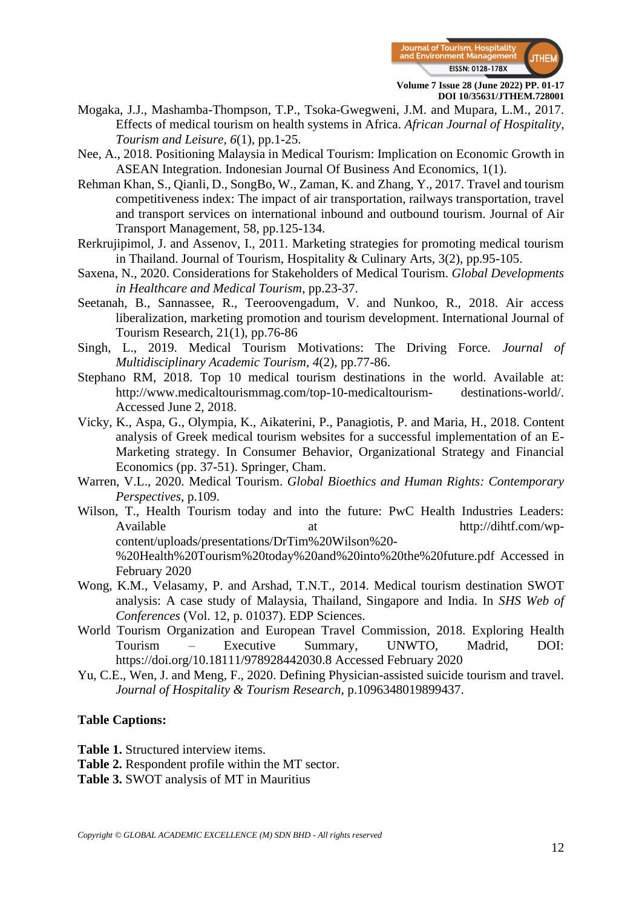Mogaka, J.J., Mashamba-Thompson, T.P., Tsoka-Gwegweni, J.M. and Mupara, L.M., 2017. Effects of medical tourism on health systems in Africa. *African Journal of Hospitality, Tourism and Leisure*, *6*(1), pp.1-25.

Nee, A., 2018. Positioning Malaysia in Medical Tourism: Implication on Economic Growth in ASEAN Integration. Indonesian Journal Of Business And Economics, 1(1).

Rehman Khan, S., Qianli, D., SongBo, W., Zaman, K. and Zhang, Y., 2017. Travel and tourism competitiveness index: The impact of air transportation, railways transportation, travel and transport services on international inbound and outbound tourism. Journal of Air Transport Management, 58, pp.125-134.

Rerkrujipimol, J. and Assenov, I., 2011. Marketing strategies for promoting medical tourism in Thailand. Journal of Tourism, Hospitality & Culinary Arts, 3(2), pp.95-105.

Saxena, N., 2020. Considerations for Stakeholders of Medical Tourism. *Global Developments in Healthcare and Medical Tourism*, pp.23-37.

Seetanah, B., Sannassee, R., Teeroovengadum, V. and Nunkoo, R., 2018. Air access liberalization, marketing promotion and tourism development. International Journal of Tourism Research, 21(1), pp.76-86

Singh, L., 2019. Medical Tourism Motivations: The Driving Force. *Journal of Multidisciplinary Academic Tourism*, *4*(2), pp.77-86.

Stephano RM, 2018. Top 10 medical tourism destinations in the world. Available at: http://www.medicaltourismmag.com/top-10-medicaltourism- destinations-world/. Accessed June 2, 2018.

Vicky, K., Aspa, G., Olympia, K., Aikaterini, P., Panagiotis, P. and Maria, H., 2018. Content analysis of Greek medical tourism websites for a successful implementation of an E-Marketing strategy. In Consumer Behavior, Organizational Strategy and Financial Economics (pp. 37-51). Springer, Cham.

Warren, V.L., 2020. Medical Tourism. *Global Bioethics and Human Rights: Contemporary Perspectives*, p.109.

Wilson, T., Health Tourism today and into the future: PwC Health Industries Leaders: Available at http://dihtf.com/wp-content/uploads/presentations/DrTim%20Wilson%20-%20Health%20Tourism%20today%20and%20into%20the%20future.pdf Accessed in February 2020

Wong, K.M., Velasamy, P. and Arshad, T.N.T., 2014. Medical tourism destination SWOT analysis: A case study of Malaysia, Thailand, Singapore and India. In *SHS Web of Conferences* (Vol. 12, p. 01037). EDP Sciences.

World Tourism Organization and European Travel Commission, 2018. Exploring Health Tourism – Executive Summary, UNWTO, Madrid, DOI: https://doi.org/10.18111/978928442030.8 Accessed February 2020

Yu, C.E., Wen, J. and Meng, F., 2020. Defining Physician-assisted suicide tourism and travel. *Journal of Hospitality & Tourism Research*, p.1096348019899437.

**Table Captions:**

**Table 1.** Structured interview items.
**Table 2.** Respondent profile within the MT sector.
**Table 3.** SWOT analysis of MT in Mauritius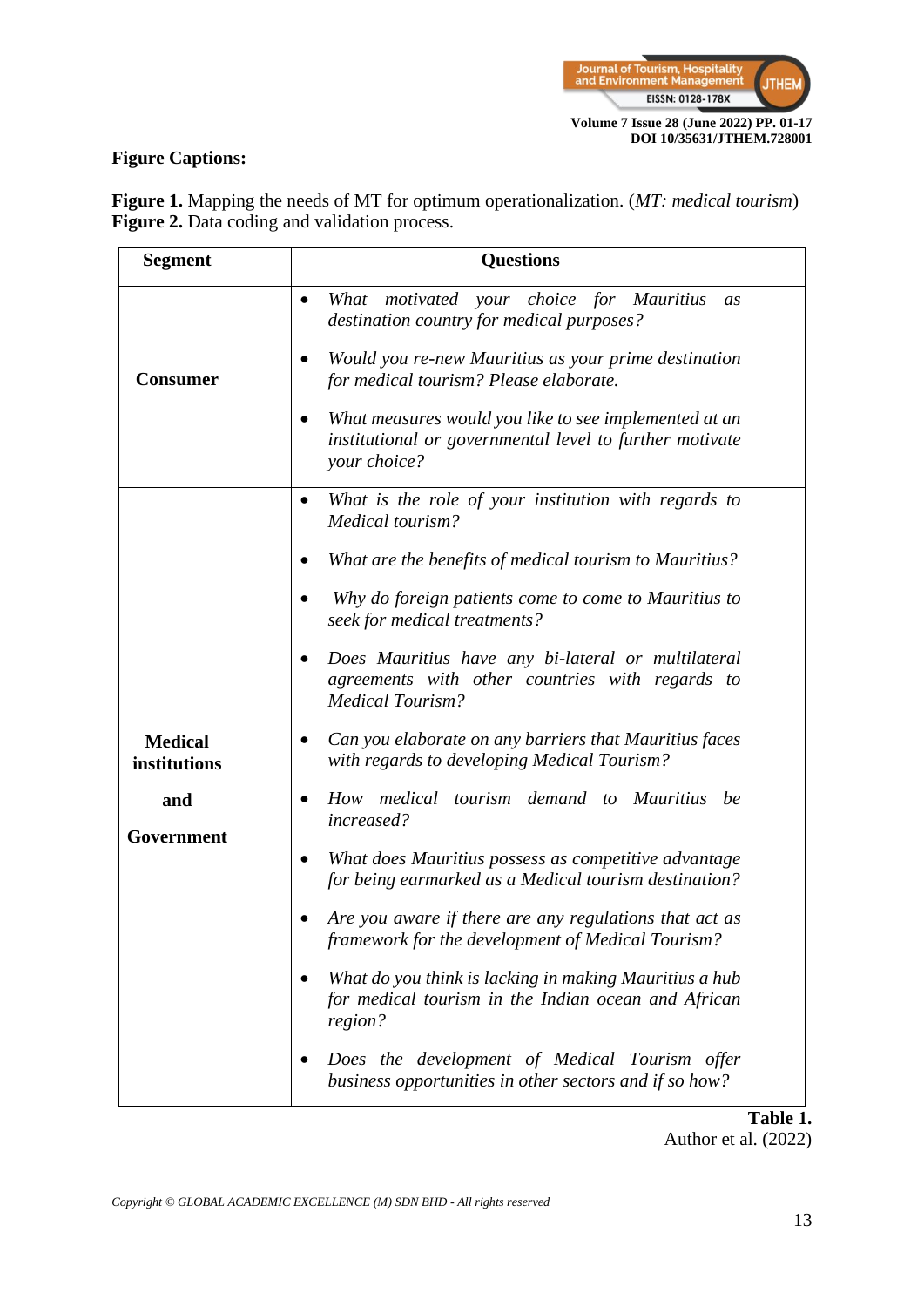**Figure Captions:**

**Figure 1.** Mapping the needs of MT for optimum operationalization. (*MT: medical tourism*)
**Figure 2.** Data coding and validation process.

| Segment | Questions |
|---|---|
| **Consumer** | • *What motivated your choice for Mauritius as destination country for medical purposes?* <br> • *Would you re-new Mauritius as your prime destination for medical tourism? Please elaborate.* <br> • *What measures would you like to see implemented at an institutional or governmental level to further motivate your choice?* |
| **Medical institutions and Government** | • *What is the role of your institution with regards to Medical tourism?* <br> • *What are the benefits of medical tourism to Mauritius?* <br> • *Why do foreign patients come to come to Mauritius to seek for medical treatments?* <br> • *Does Mauritius have any bi-lateral or multilateral agreements with other countries with regards to Medical Tourism?* <br> • *Can you elaborate on any barriers that Mauritius faces with regards to developing Medical Tourism?* <br> • *How medical tourism demand to Mauritius be increased?* <br> • *What does Mauritius possess as competitive advantage for being earmarked as a Medical tourism destination?* <br> • *Are you aware if there are any regulations that act as framework for the development of Medical Tourism?* <br> • *What do you think is lacking in making Mauritius a hub for medical tourism in the Indian ocean and African region?* <br> • *Does the development of Medical Tourism offer business opportunities in other sectors and if so how?* |

**Table 1.**
Author et al. (2022)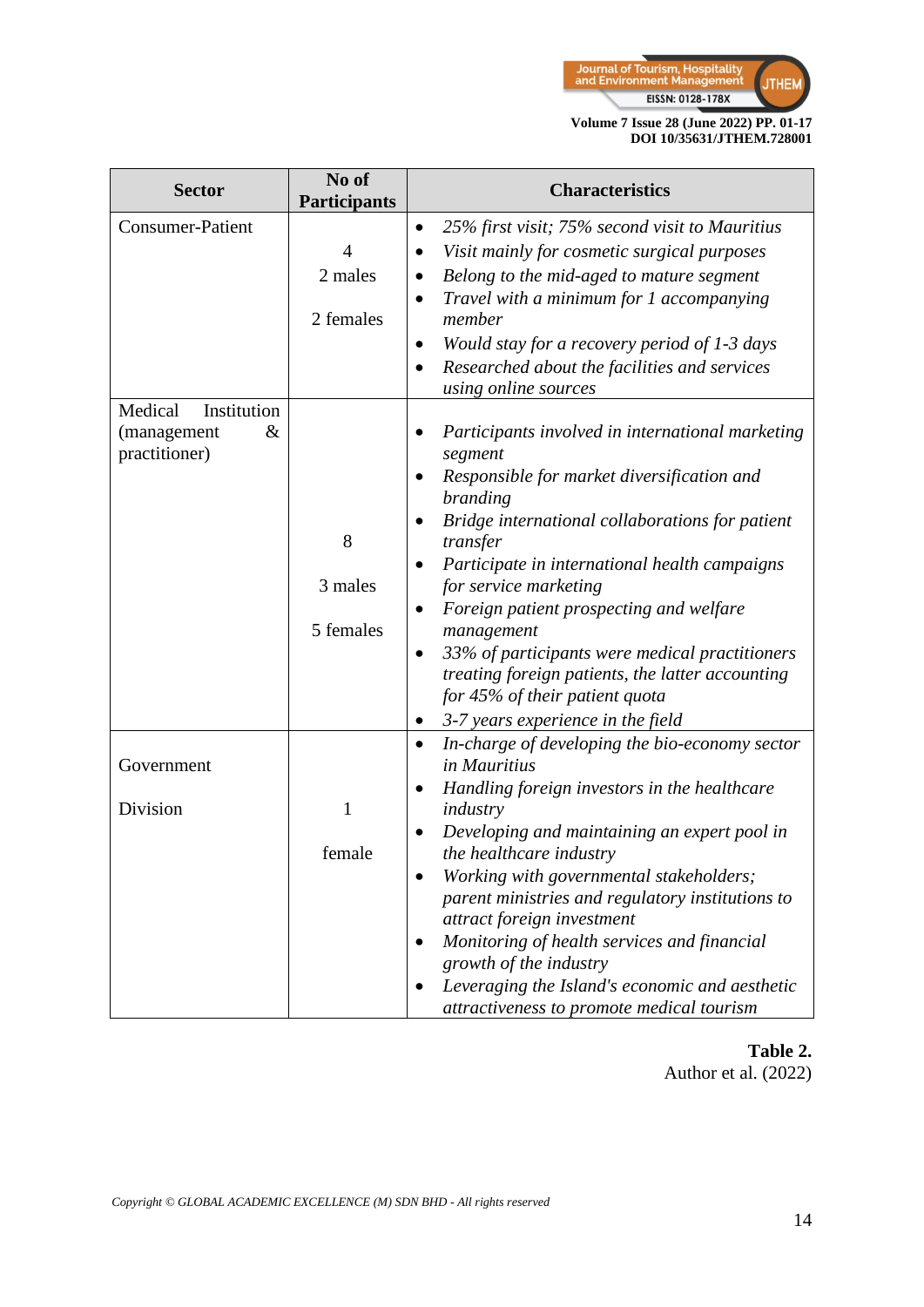| Sector | No of Participants | Characteristics |
|---|---|---|
| Consumer-Patient | 4<br>2 males<br>2 females | • *25% first visit; 75% second visit to Mauritius*<br>• *Visit mainly for cosmetic surgical purposes*<br>• *Belong to the mid-aged to mature segment*<br>• *Travel with a minimum for 1 accompanying member*<br>• *Would stay for a recovery period of 1-3 days*<br>• *Researched about the facilities and services using online sources* |
| Medical Institution (management & practitioner) | 8<br>3 males<br>5 females | • *Participants involved in international marketing segment*<br>• *Responsible for market diversification and branding*<br>• *Bridge international collaborations for patient transfer*<br>• *Participate in international health campaigns for service marketing*<br>• *Foreign patient prospecting and welfare management*<br>• *33% of participants were medical practitioners treating foreign patients, the latter accounting for 45% of their patient quota*<br>• *3-7 years experience in the field* |
| Government Division | 1<br>female | • *In-charge of developing the bio-economy sector in Mauritius*<br>• *Handling foreign investors in the healthcare industry*<br>• *Developing and maintaining an expert pool in the healthcare industry*<br>• *Working with governmental stakeholders; parent ministries and regulatory institutions to attract foreign investment*<br>• *Monitoring of health services and financial growth of the industry*<br>• *Leveraging the Island's economic and aesthetic attractiveness to promote medical tourism* |

**Table 2.**
Author et al. (2022)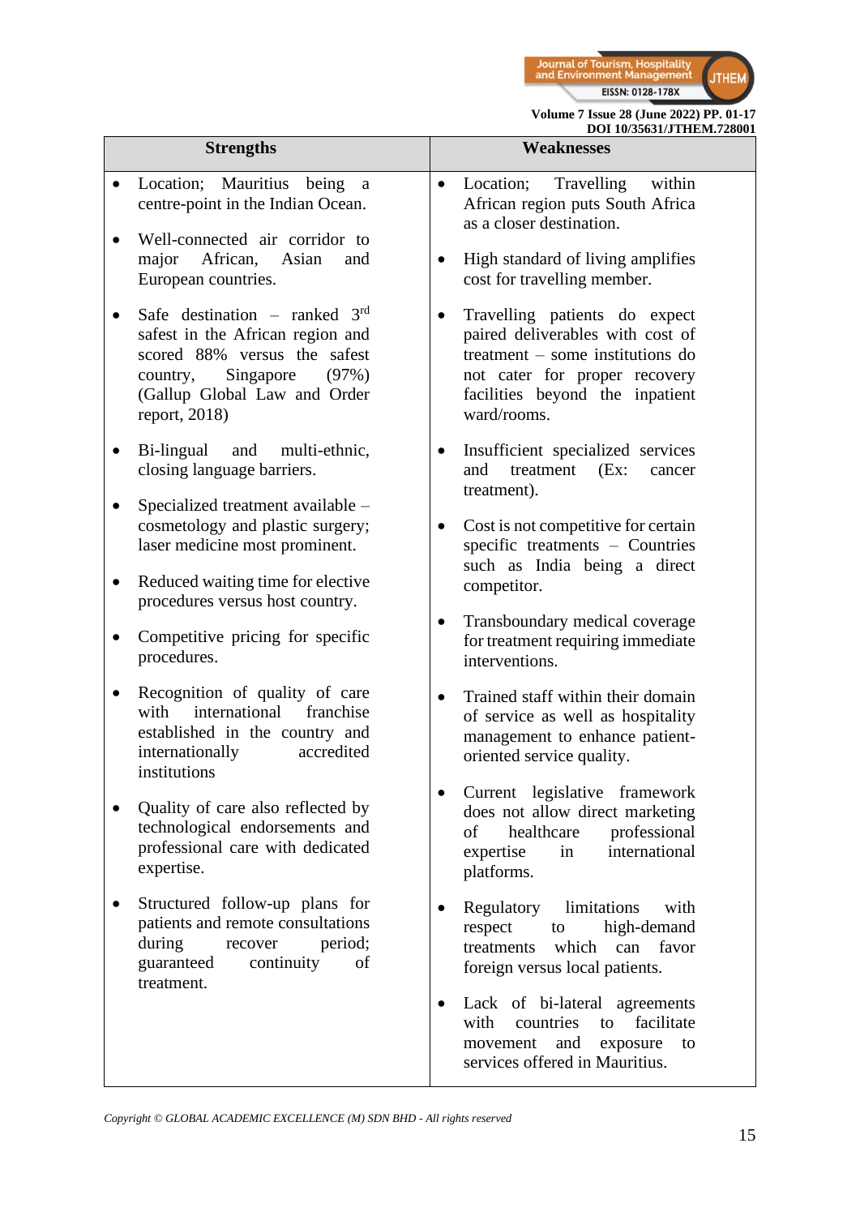| Strengths | Weaknesses |
| --- | --- |
| • Location; Mauritius being a centre-point in the Indian Ocean.<br>• Well-connected air corridor to major African, Asian and European countries.<br>• Safe destination – ranked 3rd safest in the African region and scored 88% versus the safest country, Singapore (97%) (Gallup Global Law and Order report, 2018)<br>• Bi-lingual and multi-ethnic, closing language barriers.<br>• Specialized treatment available – cosmetology and plastic surgery; laser medicine most prominent.<br>• Reduced waiting time for elective procedures versus host country.<br>• Competitive pricing for specific procedures.<br>• Recognition of quality of care with international franchise established in the country and internationally accredited institutions<br>• Quality of care also reflected by technological endorsements and professional care with dedicated expertise.<br>• Structured follow-up plans for patients and remote consultations during recover period; guaranteed continuity of treatment. | • Location; Travelling within African region puts South Africa as a closer destination.<br>• High standard of living amplifies cost for travelling member.<br>• Travelling patients do expect paired deliverables with cost of treatment – some institutions do not cater for proper recovery facilities beyond the inpatient ward/rooms.<br>• Insufficient specialized services and treatment (Ex: cancer treatment).<br>• Cost is not competitive for certain specific treatments – Countries such as India being a direct competitor.<br>• Transboundary medical coverage for treatment requiring immediate interventions.<br>• Trained staff within their domain of service as well as hospitality management to enhance patient-oriented service quality.<br>• Current legislative framework does not allow direct marketing of healthcare professional expertise in international platforms.<br>• Regulatory limitations with respect to high-demand treatments which can favor foreign versus local patients.<br>• Lack of bi-lateral agreements with countries to facilitate movement and exposure to services offered in Mauritius. |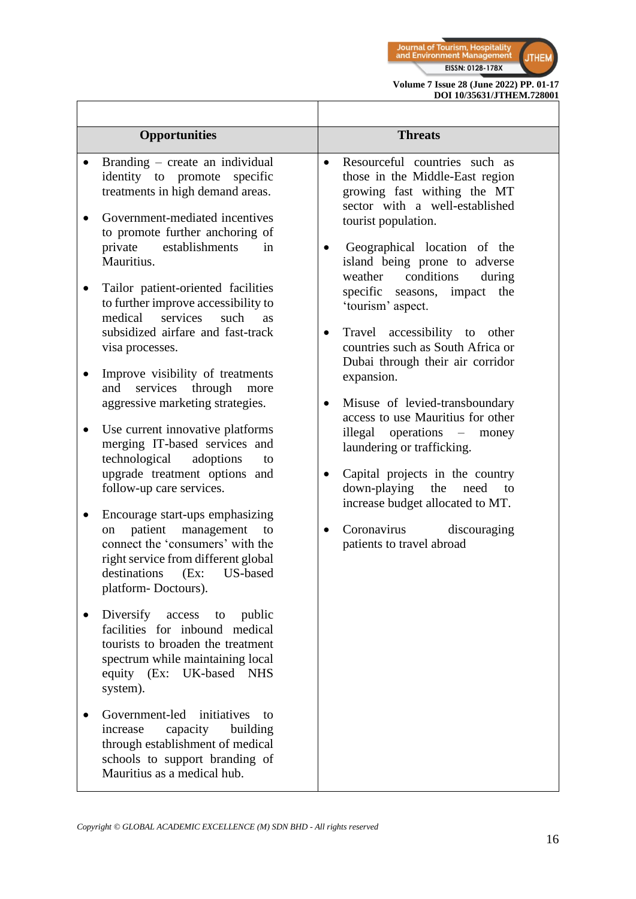| Opportunities | Threats |
|---|---|
| • Branding – create an individual identity to promote specific treatments in high demand areas.<br><br>• Government-mediated incentives to promote further anchoring of private establishments in Mauritius.<br><br>• Tailor patient-oriented facilities to further improve accessibility to medical services such as subsidized airfare and fast-track visa processes.<br><br>• Improve visibility of treatments and services through more aggressive marketing strategies.<br><br>• Use current innovative platforms merging IT-based services and technological adoptions to upgrade treatment options and follow-up care services.<br><br>• Encourage start-ups emphasizing on patient management to connect the 'consumers' with the right service from different global destinations (Ex: US-based platform- Doctours).<br><br>• Diversify access to public facilities for inbound medical tourists to broaden the treatment spectrum while maintaining local equity (Ex: UK-based NHS system).<br><br>• Government-led initiatives to increase capacity building through establishment of medical schools to support branding of Mauritius as a medical hub. | • Resourceful countries such as those in the Middle-East region growing fast withing the MT sector with a well-established tourist population.<br><br>• Geographical location of the island being prone to adverse weather conditions during specific seasons, impact the 'tourism' aspect.<br><br>• Travel accessibility to other countries such as South Africa or Dubai through their air corridor expansion.<br><br>• Misuse of levied-transboundary access to use Mauritius for other illegal operations – money laundering or trafficking.<br><br>• Capital projects in the country down-playing the need to increase budget allocated to MT.<br><br>• Coronavirus discouraging patients to travel abroad |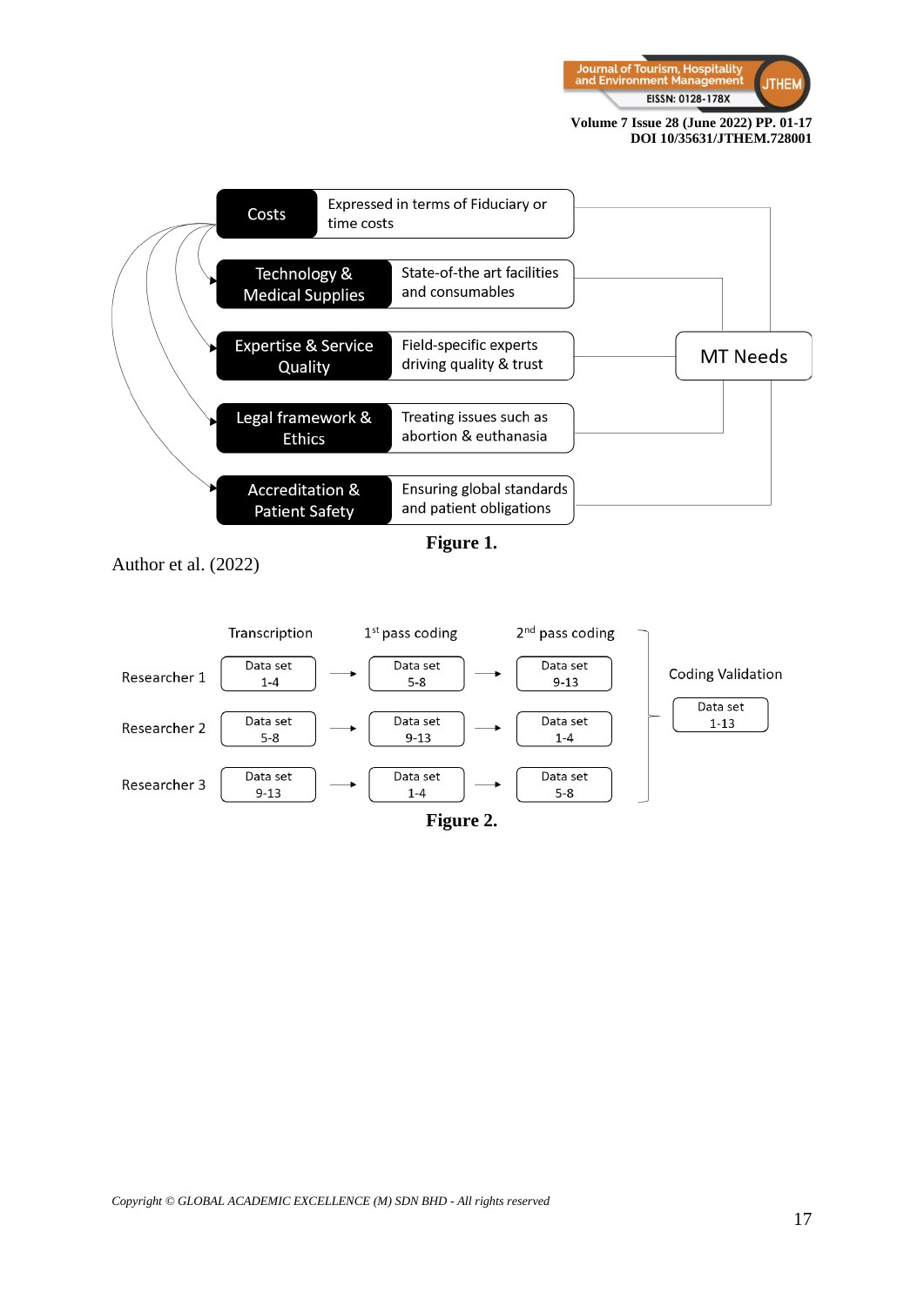Costs

Expressed in terms of Fiduciary or time costs

Technology & Medical Supplies

State-of-the art facilities and consumables

Expertise & Service Quality

Field-specific experts driving quality & trust

Legal framework & Ethics

Treating issues such as abortion & euthanasia

Accreditation & Patient Safety

Ensuring global standards and patient obligations

MT Needs

**Figure 1.**

Author et al. (2022)

Transcription

1st pass coding

2nd pass coding

Researcher 1

Data set 1-4

Data set 5-8

Data set 9-13

Researcher 2

Data set 5-8

Data set 9-13

Data set 1-4

Researcher 3

Data set 9-13

Data set 1-4

Data set 5-8

Coding Validation

Data set 1-13

**Figure 2.**